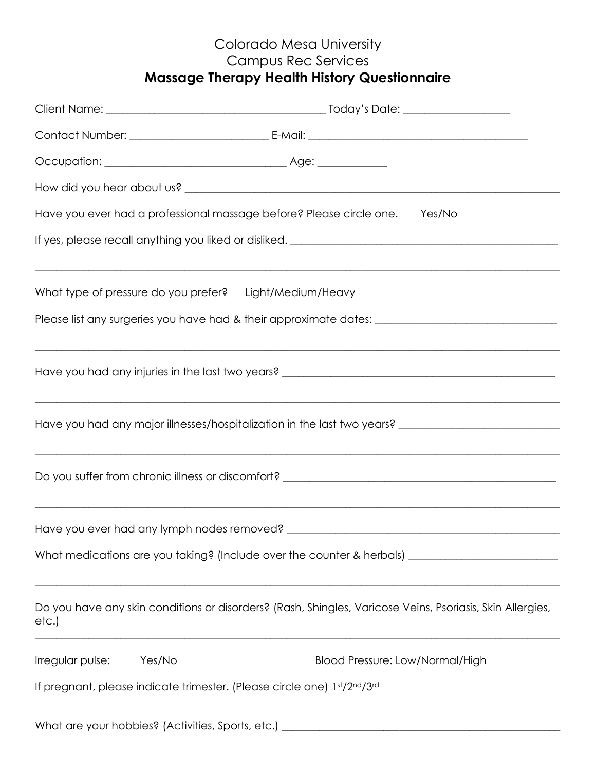# Colorado Mesa University
## Campus Rec Services
### **Massage Therapy Health History Questionnaire**

Client Name: ________________________________________ Today's Date: ___________________

Contact Number: ________________________ E-Mail: ________________________________________

Occupation: ________________________________ Age: ____________

How did you hear about us? ______________________________________________________________________

Have you ever had a professional massage before? Please circle one. Yes/No

If yes, please recall anything you liked or disliked. _____________________________________________

_____________________________________________________________________________________________

What type of pressure do you prefer? Light/Medium/Heavy

Please list any surgeries you have had & their approximate dates: _______________________________

_____________________________________________________________________________________________

Have you had any injuries in the last two years? ________________________________________________

_____________________________________________________________________________________________

Have you had any major illnesses/hospitalization in the last two years? ___________________________

_____________________________________________________________________________________________

Do you suffer from chronic illness or discomfort? ______________________________________________

_____________________________________________________________________________________________

Have you ever had any lymph nodes removed? _________________________________________________

What medications are you taking? (Include over the counter & herbals) __________________________

_____________________________________________________________________________________________

Do you have any skin conditions or disorders? (Rash, Shingles, Varicose Veins, Psoriasis, Skin Allergies, etc.)

_____________________________________________________________________________________________

Irregular pulse: Yes/No Blood Pressure: Low/Normal/High

If pregnant, please indicate trimester. (Please circle one) 1st/2nd/3rd

What are your hobbies? (Activities, Sports, etc.) ________________________________________________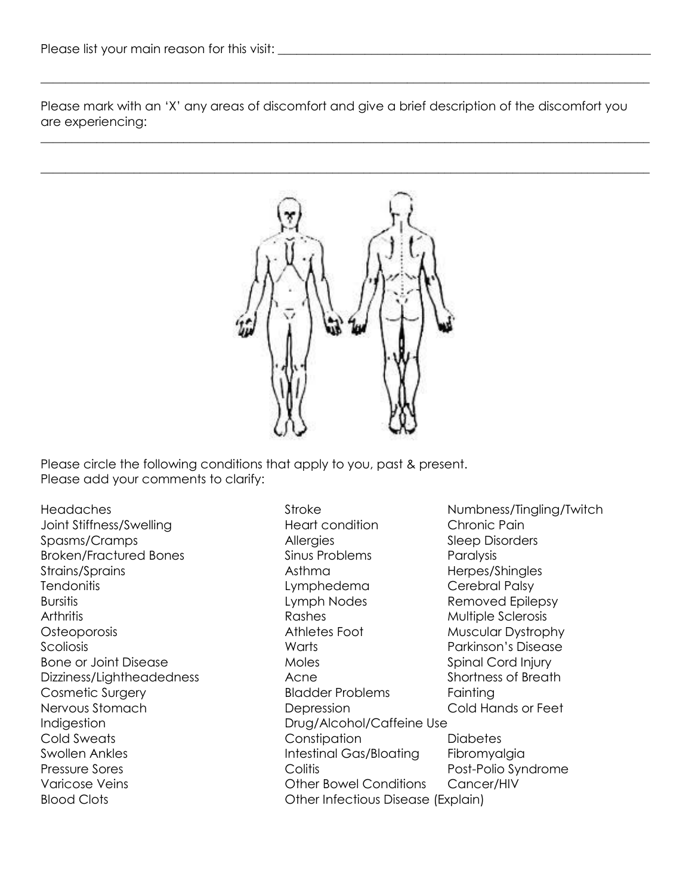Please list your main reason for this visit: ____________________________________________

________________________________________________________________________________

Please mark with an 'X' any areas of discomfort and give a brief description of the discomfort you are experiencing:

________________________________________________________________________________

________________________________________________________________________________

Please circle the following conditions that apply to you, past & present.
Please add your comments to clarify:

- Headaches
- Joint Stiffness/Swelling
- Spasms/Cramps
- Broken/Fractured Bones
- Strains/Sprains
- Tendonitis
- Bursitis
- Arthritis
- Osteoporosis
- Scoliosis
- Bone or Joint Disease
- Dizziness/Lightheadedness
- Cosmetic Surgery
- Nervous Stomach
- Indigestion
- Cold Sweats
- Swollen Ankles
- Pressure Sores
- Varicose Veins
- Blood Clots
- Stroke
- Heart condition
- Allergies
- Sinus Problems
- Asthma
- Lymphedema
- Lymph Nodes
- Rashes
- Athletes Foot
- Warts
- Moles
- Acne
- Bladder Problems
- Depression
- Drug/Alcohol/Caffeine Use
- Constipation
- Intestinal Gas/Bloating
- Colitis
- Other Bowel Conditions
- Other Infectious Disease (Explain)
- Numbness/Tingling/Twitch
- Chronic Pain
- Sleep Disorders
- Paralysis
- Herpes/Shingles
- Cerebral Palsy
- Removed Epilepsy
- Multiple Sclerosis
- Muscular Dystrophy
- Parkinson's Disease
- Spinal Cord Injury
- Shortness of Breath
- Fainting
- Cold Hands or Feet
- Diabetes
- Fibromyalgia
- Post-Polio Syndrome
- Cancer/HIV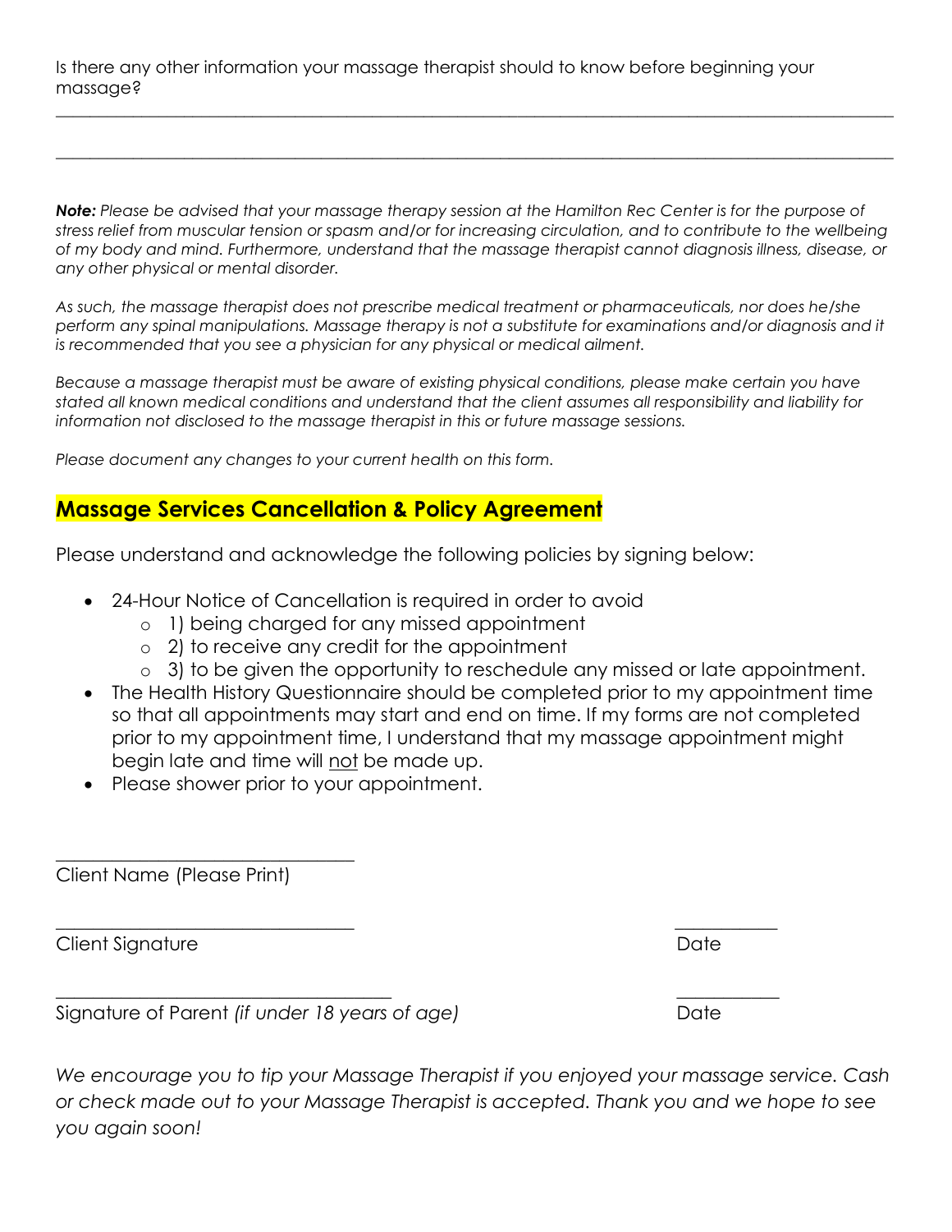Is there any other information your massage therapist should to know before beginning your massage?

_______________________________________________________________________________________________

_______________________________________________________________________________________________

***Note:*** *Please be advised that your massage therapy session at the Hamilton Rec Center is for the purpose of stress relief from muscular tension or spasm and/or for increasing circulation, and to contribute to the wellbeing of my body and mind. Furthermore, understand that the massage therapist cannot diagnosis illness, disease, or any other physical or mental disorder.*

*As such, the massage therapist does not prescribe medical treatment or pharmaceuticals, nor does he/she perform any spinal manipulations. Massage therapy is not a substitute for examinations and/or diagnosis and it is recommended that you see a physician for any physical or medical ailment.*

*Because a massage therapist must be aware of existing physical conditions, please make certain you have stated all known medical conditions and understand that the client assumes all responsibility and liability for information not disclosed to the massage therapist in this or future massage sessions.*

*Please document any changes to your current health on this form.*

## Massage Services Cancellation & Policy Agreement

Please understand and acknowledge the following policies by signing below:

- 24-Hour Notice of Cancellation is required in order to avoid
  - 1) being charged for any missed appointment
  - 2) to receive any credit for the appointment
  - 3) to be given the opportunity to reschedule any missed or late appointment.
- The Health History Questionnaire should be completed prior to my appointment time so that all appointments may start and end on time. If my forms are not completed prior to my appointment time, I understand that my massage appointment might begin late and time will <u>not</u> be made up.
- Please shower prior to your appointment.

______________________________
Client Name (Please Print)

______________________________ ____________
Client Signature Date

______________________________ ____________
Signature of Parent *(if under 18 years of age)* Date

*We encourage you to tip your Massage Therapist if you enjoyed your massage service. Cash or check made out to your Massage Therapist is accepted. Thank you and we hope to see you again soon!*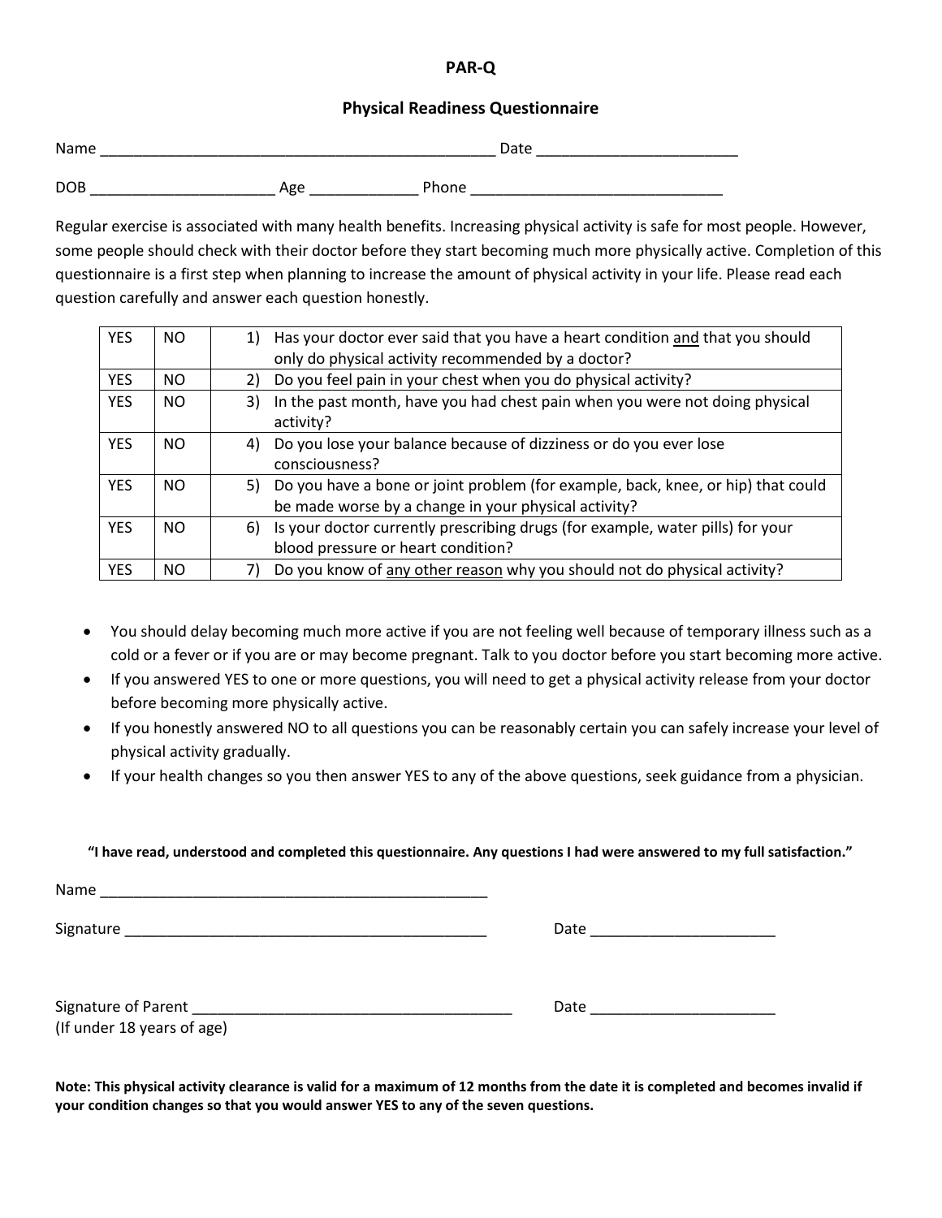# PAR-Q

## Physical Readiness Questionnaire

Name _______________________________________________ Date _______________________

DOB _____________________ Age ____________ Phone _____________________________

Regular exercise is associated with many health benefits. Increasing physical activity is safe for most people. However, some people should check with their doctor before they start becoming much more physically active. Completion of this questionnaire is a first step when planning to increase the amount of physical activity in your life. Please read each question carefully and answer each question honestly.

| | | |
|---|---|---|
| YES | NO | 1) Has your doctor ever said that you have a heart condition <u>and</u> that you should only do physical activity recommended by a doctor? |
| YES | NO | 2) Do you feel pain in your chest when you do physical activity? |
| YES | NO | 3) In the past month, have you had chest pain when you were not doing physical activity? |
| YES | NO | 4) Do you lose your balance because of dizziness or do you ever lose consciousness? |
| YES | NO | 5) Do you have a bone or joint problem (for example, back, knee, or hip) that could be made worse by a change in your physical activity? |
| YES | NO | 6) Is your doctor currently prescribing drugs (for example, water pills) for your blood pressure or heart condition? |
| YES | NO | 7) Do you know of <u>any other reason</u> why you should not do physical activity? |

- You should delay becoming much more active if you are not feeling well because of temporary illness such as a cold or a fever or if you are or may become pregnant. Talk to you doctor before you start becoming more active.
- If you answered YES to one or more questions, you will need to get a physical activity release from your doctor before becoming more physically active.
- If you honestly answered NO to all questions you can be reasonably certain you can safely increase your level of physical activity gradually.
- If your health changes so you then answer YES to any of the above questions, seek guidance from a physician.

**"I have read, understood and completed this questionnaire. Any questions I had were answered to my full satisfaction."**

Name _______________________________________________

Signature ____________________________________________ Date _____________________

Signature of Parent ____________________________________ Date _____________________
(If under 18 years of age)

**Note: This physical activity clearance is valid for a maximum of 12 months from the date it is completed and becomes invalid if your condition changes so that you would answer YES to any of the seven questions.**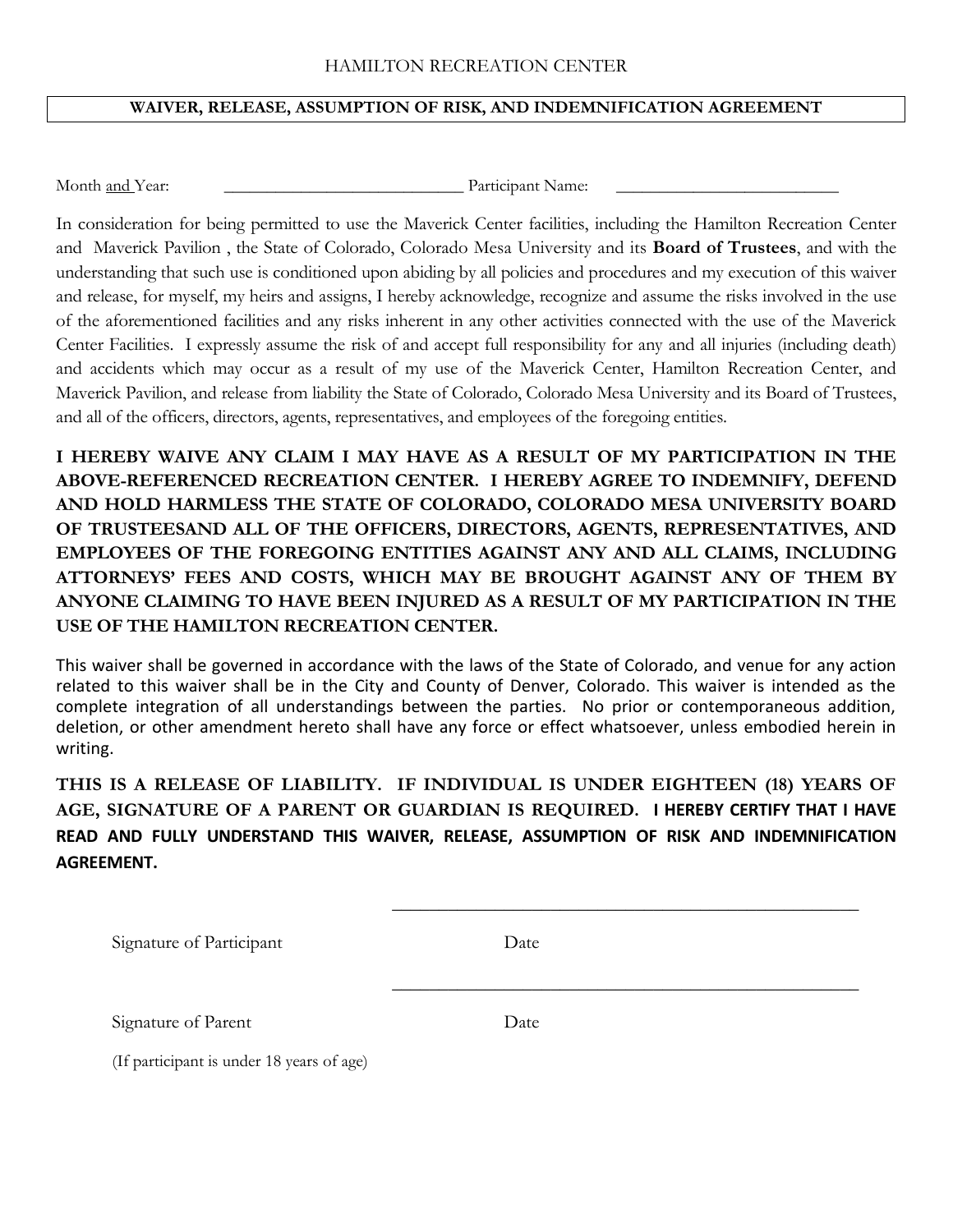HAMILTON RECREATION CENTER

## WAIVER, RELEASE, ASSUMPTION OF RISK, AND INDEMNIFICATION AGREEMENT

Month and Year: ___________________________ Participant Name: __________________________

In consideration for being permitted to use the Maverick Center facilities, including the Hamilton Recreation Center and Maverick Pavilion , the State of Colorado, Colorado Mesa University and its **Board of Trustees**, and with the understanding that such use is conditioned upon abiding by all policies and procedures and my execution of this waiver and release, for myself, my heirs and assigns, I hereby acknowledge, recognize and assume the risks involved in the use of the aforementioned facilities and any risks inherent in any other activities connected with the use of the Maverick Center Facilities. I expressly assume the risk of and accept full responsibility for any and all injuries (including death) and accidents which may occur as a result of my use of the Maverick Center, Hamilton Recreation Center, and Maverick Pavilion, and release from liability the State of Colorado, Colorado Mesa University and its Board of Trustees, and all of the officers, directors, agents, representatives, and employees of the foregoing entities.

**I HEREBY WAIVE ANY CLAIM I MAY HAVE AS A RESULT OF MY PARTICIPATION IN THE ABOVE-REFERENCED RECREATION CENTER. I HEREBY AGREE TO INDEMNIFY, DEFEND AND HOLD HARMLESS THE STATE OF COLORADO, COLORADO MESA UNIVERSITY BOARD OF TRUSTEESAND ALL OF THE OFFICERS, DIRECTORS, AGENTS, REPRESENTATIVES, AND EMPLOYEES OF THE FOREGOING ENTITIES AGAINST ANY AND ALL CLAIMS, INCLUDING ATTORNEYS' FEES AND COSTS, WHICH MAY BE BROUGHT AGAINST ANY OF THEM BY ANYONE CLAIMING TO HAVE BEEN INJURED AS A RESULT OF MY PARTICIPATION IN THE USE OF THE HAMILTON RECREATION CENTER.**

This waiver shall be governed in accordance with the laws of the State of Colorado, and venue for any action related to this waiver shall be in the City and County of Denver, Colorado. This waiver is intended as the complete integration of all understandings between the parties. No prior or contemporaneous addition, deletion, or other amendment hereto shall have any force or effect whatsoever, unless embodied herein in writing.

**THIS IS A RELEASE OF LIABILITY. IF INDIVIDUAL IS UNDER EIGHTEEN (18) YEARS OF AGE, SIGNATURE OF A PARENT OR GUARDIAN IS REQUIRED. I HEREBY CERTIFY THAT I HAVE READ AND FULLY UNDERSTAND THIS WAIVER, RELEASE, ASSUMPTION OF RISK AND INDEMNIFICATION AGREEMENT.**

____________________________________________________

Signature of Participant Date

____________________________________________________

Signature of Parent Date

(If participant is under 18 years of age)